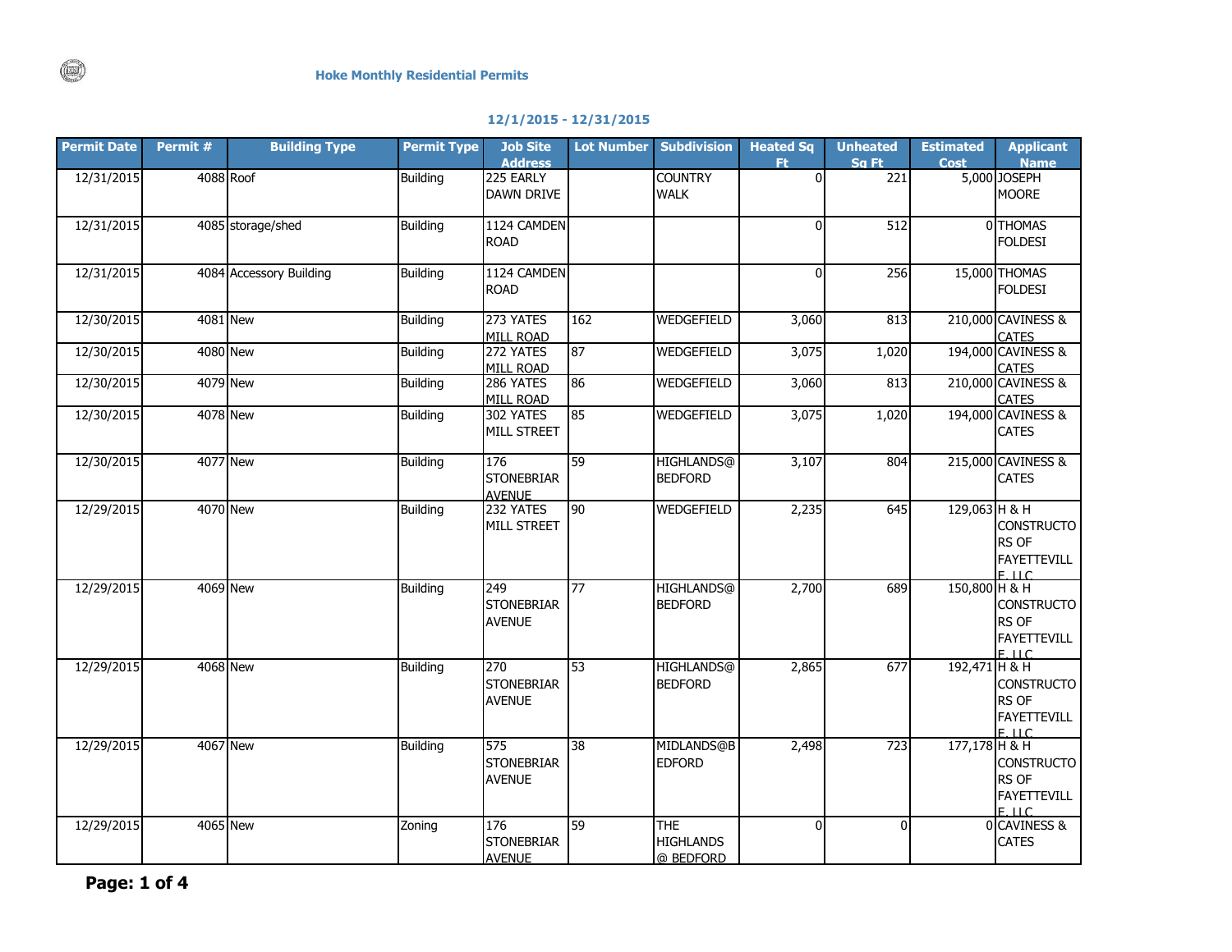## Hoke Monthly Residential Permits

**12/1/2015 - 12/31/2015**

| Permit Date | Permit # | Building Type | Permit Type | Job Site Address | Lot Number | Subdivision | Heated Sq Ft | Unheated Sq Ft | Estimated Cost | Applicant Name |
|---|---|---|---|---|---|---|---|---|---|---|
| 12/31/2015 | 4088 | Roof | Building | 225 EARLY DAWN DRIVE | | COUNTRY WALK | 0 | 221 | 5,000 | JOSEPH MOORE |
| 12/31/2015 | 4085 | storage/shed | Building | 1124 CAMDEN ROAD | | | 0 | 512 | 0 | THOMAS FOLDESI |
| 12/31/2015 | 4084 | Accessory Building | Building | 1124 CAMDEN ROAD | | | 0 | 256 | 15,000 | THOMAS FOLDESI |
| 12/30/2015 | 4081 | New | Building | 273 YATES MILL ROAD | 162 | WEDGEFIELD | 3,060 | 813 | 210,000 | CAVINESS & CATES |
| 12/30/2015 | 4080 | New | Building | 272 YATES MILL ROAD | 87 | WEDGEFIELD | 3,075 | 1,020 | 194,000 | CAVINESS & CATES |
| 12/30/2015 | 4079 | New | Building | 286 YATES MILL ROAD | 86 | WEDGEFIELD | 3,060 | 813 | 210,000 | CAVINESS & CATES |
| 12/30/2015 | 4078 | New | Building | 302 YATES MILL STREET | 85 | WEDGEFIELD | 3,075 | 1,020 | 194,000 | CAVINESS & CATES |
| 12/30/2015 | 4077 | New | Building | 176 STONEBRIAR AVENUE | 59 | HIGHLANDS@ BEDFORD | 3,107 | 804 | 215,000 | CAVINESS & CATES |
| 12/29/2015 | 4070 | New | Building | 232 YATES MILL STREET | 90 | WEDGEFIELD | 2,235 | 645 | 129,063 | H & H CONSTRUCTORS OF FAYETTEVILLE, LLC |
| 12/29/2015 | 4069 | New | Building | 249 STONEBRIAR AVENUE | 77 | HIGHLANDS@ BEDFORD | 2,700 | 689 | 150,800 | H & H CONSTRUCTORS OF FAYETTEVILLE, LLC |
| 12/29/2015 | 4068 | New | Building | 270 STONEBRIAR AVENUE | 53 | HIGHLANDS@ BEDFORD | 2,865 | 677 | 192,471 | H & H CONSTRUCTORS OF FAYETTEVILLE, LLC |
| 12/29/2015 | 4067 | New | Building | 575 STONEBRIAR AVENUE | 38 | MIDLANDS@B EDFORD | 2,498 | 723 | 177,178 | H & H CONSTRUCTORS OF FAYETTEVILLE, LLC |
| 12/29/2015 | 4065 | New | Zoning | 176 STONEBRIAR AVENUE | 59 | THE HIGHLANDS @ BEDFORD | 0 | 0 | 0 | CAVINESS & CATES |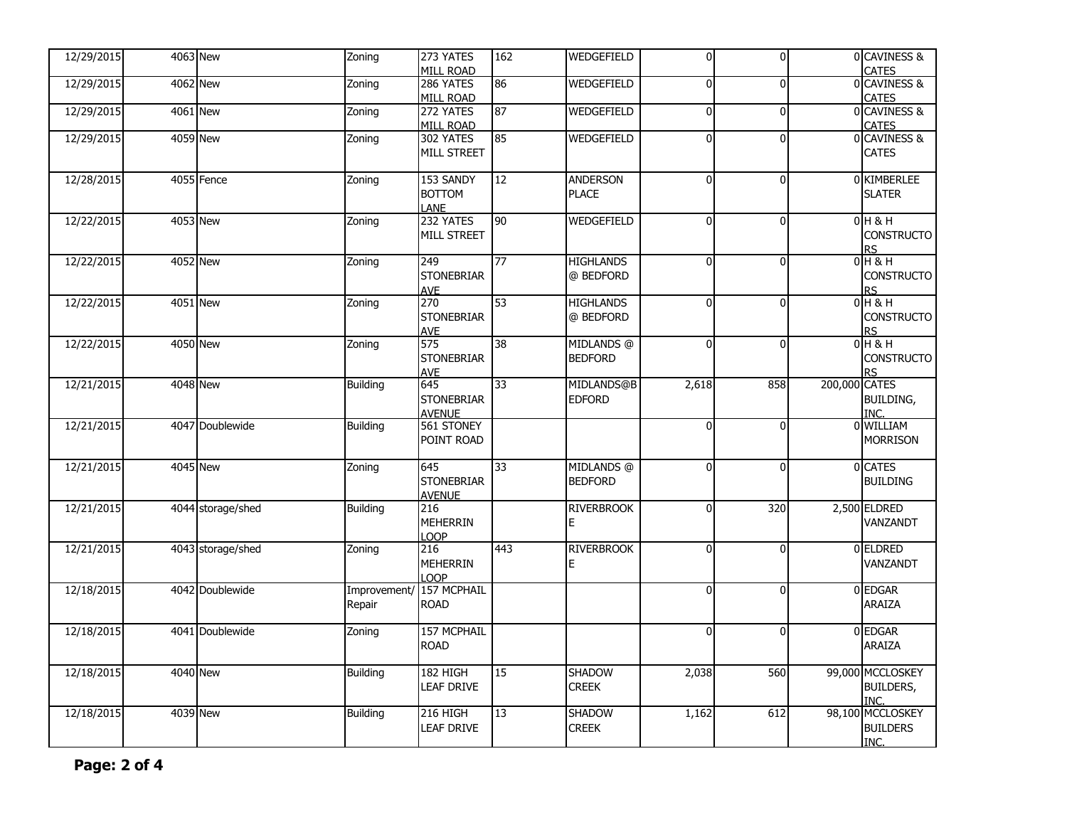| 12/29/2015 | 4063 | New | Zoning | 273 YATES MILL ROAD | 162 | WEDGEFIELD | 0 | 0 | 0 | CAVINESS & CATES |
|---|---|---|---|---|---|---|---|---|---|---|
| 12/29/2015 | 4062 | New | Zoning | 286 YATES MILL ROAD | 86 | WEDGEFIELD | 0 | 0 | 0 | CAVINESS & CATES |
| 12/29/2015 | 4061 | New | Zoning | 272 YATES MILL ROAD | 87 | WEDGEFIELD | 0 | 0 | 0 | CAVINESS & CATES |
| 12/29/2015 | 4059 | New | Zoning | 302 YATES MILL STREET | 85 | WEDGEFIELD | 0 | 0 | 0 | CAVINESS & CATES |
| 12/28/2015 | 4055 | Fence | Zoning | 153 SANDY BOTTOM LANE | 12 | ANDERSON PLACE | 0 | 0 | 0 | KIMBERLEE SLATER |
| 12/22/2015 | 4053 | New | Zoning | 232 YATES MILL STREET | 90 | WEDGEFIELD | 0 | 0 | 0 | H & H CONSTRUCTORS |
| 12/22/2015 | 4052 | New | Zoning | 249 STONEBRIAR AVE | 77 | HIGHLANDS @ BEDFORD | 0 | 0 | 0 | H & H CONSTRUCTORS |
| 12/22/2015 | 4051 | New | Zoning | 270 STONEBRIAR AVE | 53 | HIGHLANDS @ BEDFORD | 0 | 0 | 0 | H & H CONSTRUCTORS |
| 12/22/2015 | 4050 | New | Zoning | 575 STONEBRIAR AVE | 38 | MIDLANDS @ BEDFORD | 0 | 0 | 0 | H & H CONSTRUCTORS |
| 12/21/2015 | 4048 | New | Building | 645 STONEBRIAR AVENUE | 33 | MIDLANDS@BEDFORD | 2,618 | 858 | 200,000 | CATES BUILDING, INC. |
| 12/21/2015 | 4047 | Doublewide | Building | 561 STONEY POINT ROAD | | | 0 | 0 | 0 | WILLIAM MORRISON |
| 12/21/2015 | 4045 | New | Zoning | 645 STONEBRIAR AVENUE | 33 | MIDLANDS @ BEDFORD | 0 | 0 | 0 | CATES BUILDING |
| 12/21/2015 | 4044 | storage/shed | Building | 216 MEHERRIN LOOP | | RIVERBROOKE | 0 | 320 | 2,500 | ELDRED VANZANDT |
| 12/21/2015 | 4043 | storage/shed | Zoning | 216 MEHERRIN LOOP | 443 | RIVERBROOKE | 0 | 0 | 0 | ELDRED VANZANDT |
| 12/18/2015 | 4042 | Doublewide | Improvement/ Repair | 157 MCPHAIL ROAD | | | 0 | 0 | 0 | EDGAR ARAIZA |
| 12/18/2015 | 4041 | Doublewide | Zoning | 157 MCPHAIL ROAD | | | 0 | 0 | 0 | EDGAR ARAIZA |
| 12/18/2015 | 4040 | New | Building | 182 HIGH LEAF DRIVE | 15 | SHADOW CREEK | 2,038 | 560 | 99,000 | MCCLOSKEY BUILDERS, INC. |
| 12/18/2015 | 4039 | New | Building | 216 HIGH LEAF DRIVE | 13 | SHADOW CREEK | 1,162 | 612 | 98,100 | MCCLOSKEY BUILDERS INC. |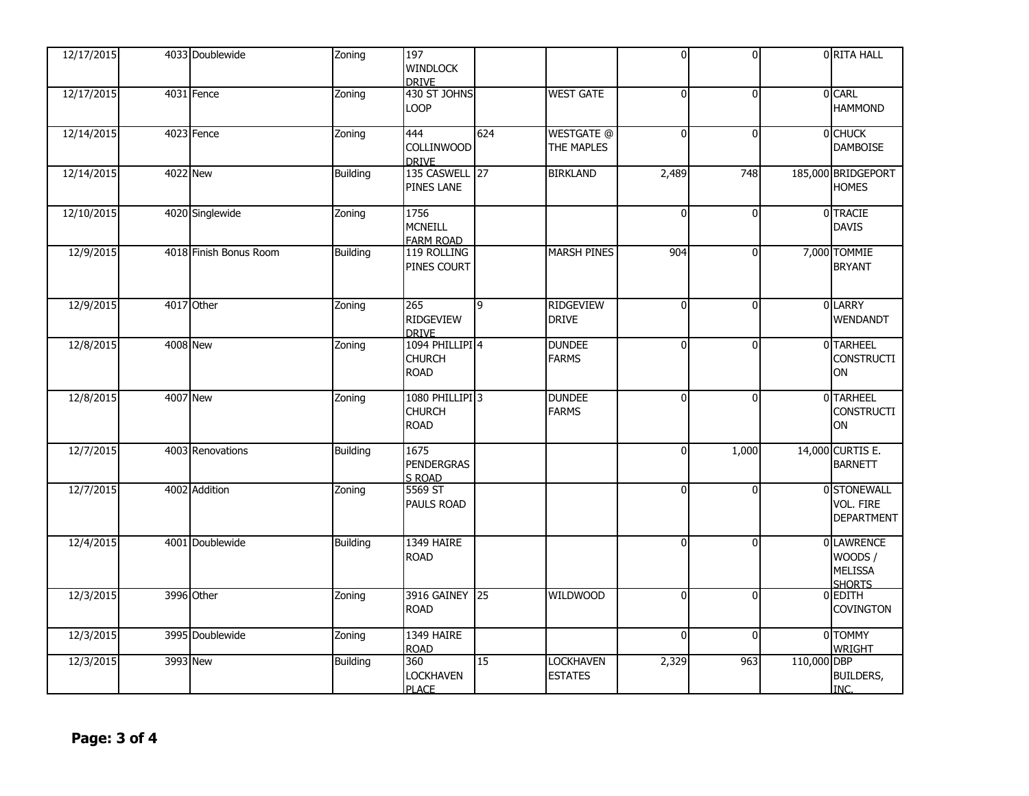| | | | | | | | | | | |
|---|---|---|---|---|---|---|---|---|---|---|
| 12/17/2015 | 4033 | Doublewide | Zoning | 197 WINDLOCK DRIVE | | | 0 | 0 | 0 | RITA HALL |
| 12/17/2015 | 4031 | Fence | Zoning | 430 ST JOHNS LOOP | | WEST GATE | 0 | 0 | 0 | CARL HAMMOND |
| 12/14/2015 | 4023 | Fence | Zoning | 444 COLLINWOOD DRIVE | 624 | WESTGATE @ THE MAPLES | 0 | 0 | 0 | CHUCK DAMBOISE |
| 12/14/2015 | 4022 | New | Building | 135 CASWELL PINES LANE | 27 | BIRKLAND | 2,489 | 748 | 185,000 | BRIDGEPORT HOMES |
| 12/10/2015 | 4020 | Singlewide | Zoning | 1756 MCNEILL FARM ROAD | | | 0 | 0 | 0 | TRACIE DAVIS |
| 12/9/2015 | 4018 | Finish Bonus Room | Building | 119 ROLLING PINES COURT | | MARSH PINES | 904 | 0 | 7,000 | TOMMIE BRYANT |
| 12/9/2015 | 4017 | Other | Zoning | 265 RIDGEVIEW DRIVE | 9 | RIDGEVIEW DRIVE | 0 | 0 | 0 | LARRY WENDANDT |
| 12/8/2015 | 4008 | New | Zoning | 1094 PHILLIPI CHURCH ROAD | 4 | DUNDEE FARMS | 0 | 0 | 0 | TARHEEL CONSTRUCTION |
| 12/8/2015 | 4007 | New | Zoning | 1080 PHILLIPI CHURCH ROAD | 3 | DUNDEE FARMS | 0 | 0 | 0 | TARHEEL CONSTRUCTION |
| 12/7/2015 | 4003 | Renovations | Building | 1675 PENDERGRASS ROAD | | | 0 | 1,000 | 14,000 | CURTIS E. BARNETT |
| 12/7/2015 | 4002 | Addition | Zoning | 5569 ST PAULS ROAD | | | 0 | 0 | 0 | STONEWALL VOL. FIRE DEPARTMENT |
| 12/4/2015 | 4001 | Doublewide | Building | 1349 HAIRE ROAD | | | 0 | 0 | 0 | LAWRENCE WOODS / MELISSA SHORTS |
| 12/3/2015 | 3996 | Other | Zoning | 3916 GAINEY ROAD | 25 | WILDWOOD | 0 | 0 | 0 | EDITH COVINGTON |
| 12/3/2015 | 3995 | Doublewide | Zoning | 1349 HAIRE ROAD | | | 0 | 0 | 0 | TOMMY WRIGHT |
| 12/3/2015 | 3993 | New | Building | 360 LOCKHAVEN PLACE | 15 | LOCKHAVEN ESTATES | 2,329 | 963 | 110,000 | DBP BUILDERS, INC. |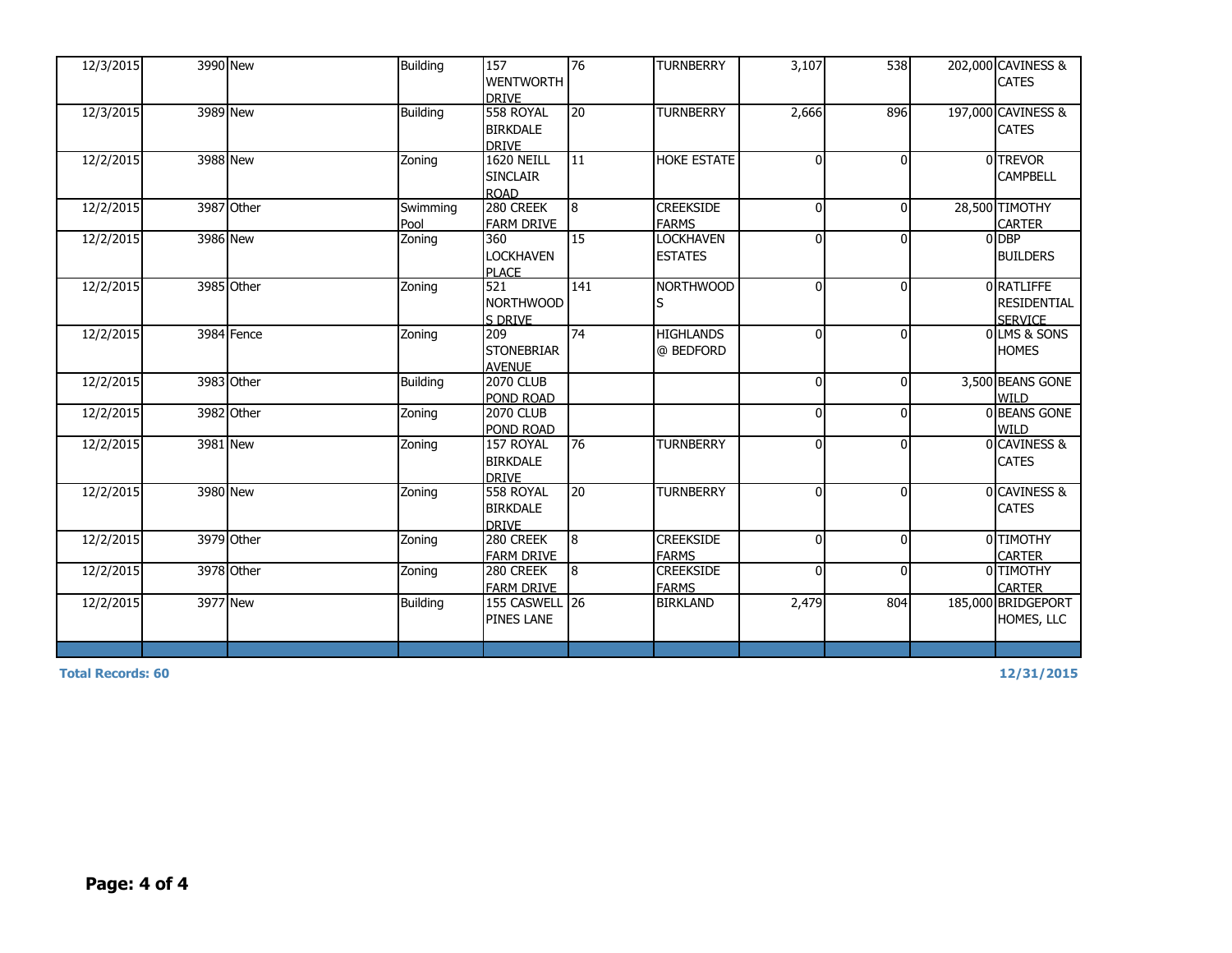| | | | | | | | | | | |
|---|---|---|---|---|---|---|---|---|---|---|
| 12/3/2015 | 3990 | New | Building | 157 WENTWORTH DRIVE | 76 | TURNBERRY | 3,107 | 538 | 202,000 | CAVINESS & CATES |
| 12/3/2015 | 3989 | New | Building | 558 ROYAL BIRKDALE DRIVE | 20 | TURNBERRY | 2,666 | 896 | 197,000 | CAVINESS & CATES |
| 12/2/2015 | 3988 | New | Zoning | 1620 NEILL SINCLAIR ROAD | 11 | HOKE ESTATE | 0 | 0 | 0 | TREVOR CAMPBELL |
| 12/2/2015 | 3987 | Other | Swimming Pool | 280 CREEK FARM DRIVE | 8 | CREEKSIDE FARMS | 0 | 0 | 28,500 | TIMOTHY CARTER |
| 12/2/2015 | 3986 | New | Zoning | 360 LOCKHAVEN PLACE | 15 | LOCKHAVEN ESTATES | 0 | 0 | 0 | DBP BUILDERS |
| 12/2/2015 | 3985 | Other | Zoning | 521 NORTHWOODS DRIVE | 141 | NORTHWOODS | 0 | 0 | 0 | RATLIFFE RESIDENTIAL SERVICE |
| 12/2/2015 | 3984 | Fence | Zoning | 209 STONEBRIAR AVENUE | 74 | HIGHLANDS @ BEDFORD | 0 | 0 | 0 | LMS & SONS HOMES |
| 12/2/2015 | 3983 | Other | Building | 2070 CLUB POND ROAD | | | 0 | 0 | 3,500 | BEANS GONE WILD |
| 12/2/2015 | 3982 | Other | Zoning | 2070 CLUB POND ROAD | | | 0 | 0 | 0 | BEANS GONE WILD |
| 12/2/2015 | 3981 | New | Zoning | 157 ROYAL BIRKDALE DRIVE | 76 | TURNBERRY | 0 | 0 | 0 | CAVINESS & CATES |
| 12/2/2015 | 3980 | New | Zoning | 558 ROYAL BIRKDALE DRIVE | 20 | TURNBERRY | 0 | 0 | 0 | CAVINESS & CATES |
| 12/2/2015 | 3979 | Other | Zoning | 280 CREEK FARM DRIVE | 8 | CREEKSIDE FARMS | 0 | 0 | 0 | TIMOTHY CARTER |
| 12/2/2015 | 3978 | Other | Zoning | 280 CREEK FARM DRIVE | 8 | CREEKSIDE FARMS | 0 | 0 | 0 | TIMOTHY CARTER |
| 12/2/2015 | 3977 | New | Building | 155 CASWELL PINES LANE | 26 | BIRKLAND | 2,479 | 804 | 185,000 | BRIDGEPORT HOMES, LLC |

**Total Records: 60**

**12/31/2015**